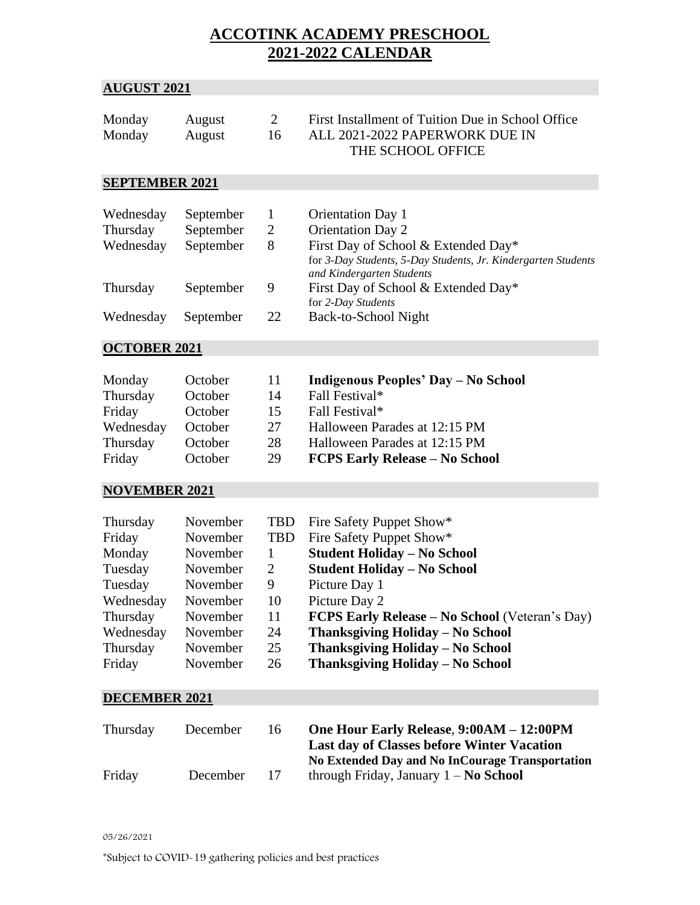# ACCOTINK ACADEMY PRESCHOOL
# 2021-2022 CALENDAR

## AUGUST 2021

| | | | |
|---|---|---|---|
| Monday | August | 2 | First Installment of Tuition Due in School Office |
| Monday | August | 16 | ALL 2021-2022 PAPERWORK DUE IN THE SCHOOL OFFICE |

## SEPTEMBER 2021

| | | | |
|---|---|---|---|
| Wednesday | September | 1 | Orientation Day 1 |
| Thursday | September | 2 | Orientation Day 2 |
| Wednesday | September | 8 | First Day of School & Extended Day* for *3-Day Students, 5-Day Students, Jr. Kindergarten Students and Kindergarten Students* |
| Thursday | September | 9 | First Day of School & Extended Day* for *2-Day Students* |
| Wednesday | September | 22 | Back-to-School Night |

## OCTOBER 2021

| | | | |
|---|---|---|---|
| Monday | October | 11 | **Indigenous Peoples' Day – No School** |
| Thursday | October | 14 | Fall Festival* |
| Friday | October | 15 | Fall Festival* |
| Wednesday | October | 27 | Halloween Parades at 12:15 PM |
| Thursday | October | 28 | Halloween Parades at 12:15 PM |
| Friday | October | 29 | **FCPS Early Release – No School** |

## NOVEMBER 2021

| | | | |
|---|---|---|---|
| Thursday | November | TBD | Fire Safety Puppet Show* |
| Friday | November | TBD | Fire Safety Puppet Show* |
| Monday | November | 1 | **Student Holiday – No School** |
| Tuesday | November | 2 | **Student Holiday – No School** |
| Tuesday | November | 9 | Picture Day 1 |
| Wednesday | November | 10 | Picture Day 2 |
| Thursday | November | 11 | **FCPS Early Release – No School** (Veteran's Day) |
| Wednesday | November | 24 | **Thanksgiving Holiday – No School** |
| Thursday | November | 25 | **Thanksgiving Holiday – No School** |
| Friday | November | 26 | **Thanksgiving Holiday – No School** |

## DECEMBER 2021

| | | | |
|---|---|---|---|
| Thursday | December | 16 | **One Hour Early Release**, **9:00AM – 12:00PM** **Last day of Classes before Winter Vacation** **No Extended Day and No InCourage Transportation** |
| Friday | December | 17 | through Friday, January 1 – **No School** |

05/26/2021

*Subject to COVID-19 gathering policies and best practices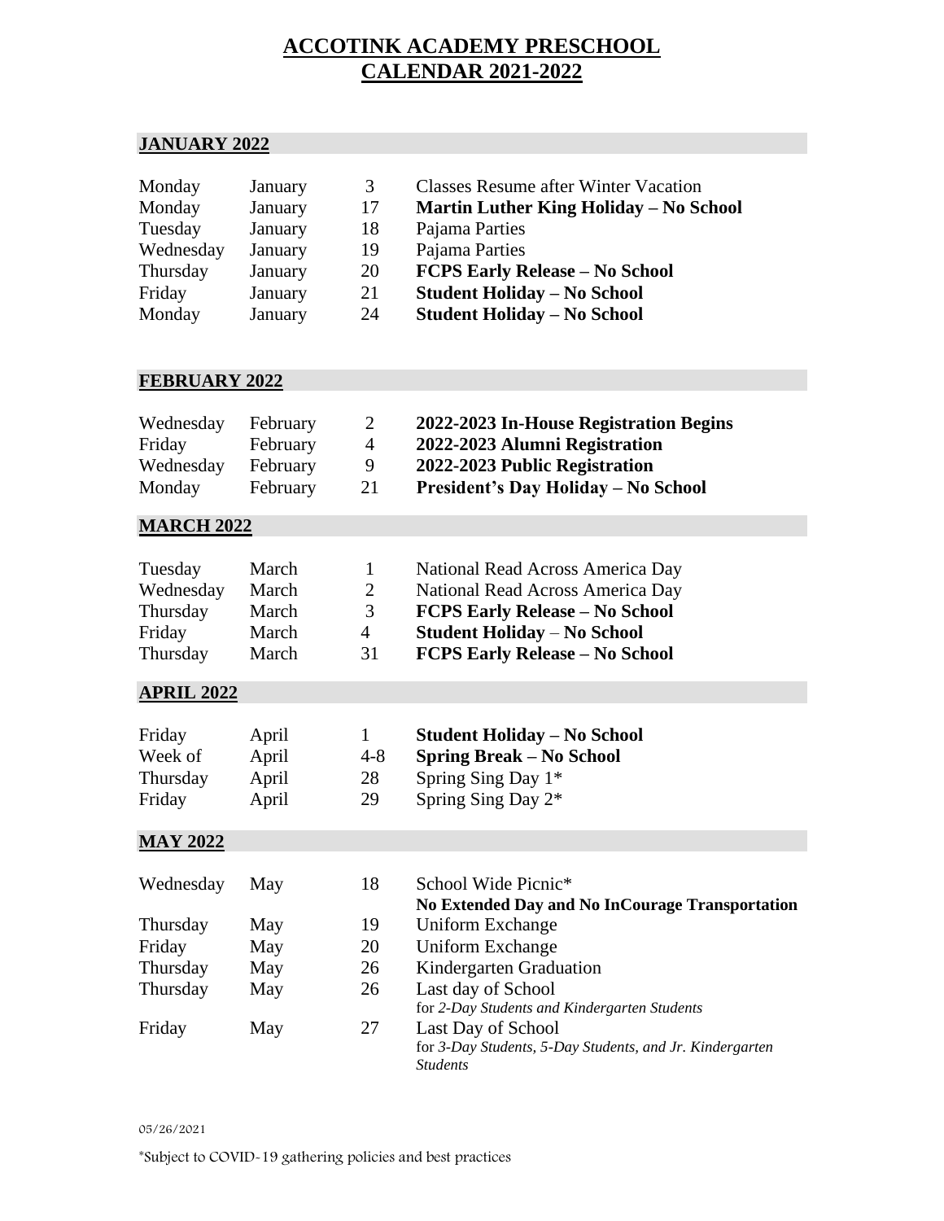# ACCOTINK ACADEMY PRESCHOOL
# CALENDAR 2021-2022

## JANUARY 2022

| | | | |
|---|---|---|---|
| Monday | January | 3 | Classes Resume after Winter Vacation |
| Monday | January | 17 | **Martin Luther King Holiday – No School** |
| Tuesday | January | 18 | Pajama Parties |
| Wednesday | January | 19 | Pajama Parties |
| Thursday | January | 20 | **FCPS Early Release – No School** |
| Friday | January | 21 | **Student Holiday – No School** |
| Monday | January | 24 | **Student Holiday – No School** |

## FEBRUARY 2022

| | | | |
|---|---|---|---|
| Wednesday | February | 2 | **2022-2023 In-House Registration Begins** |
| Friday | February | 4 | **2022-2023 Alumni Registration** |
| Wednesday | February | 9 | **2022-2023 Public Registration** |
| Monday | February | 21 | **President's Day Holiday – No School** |

## MARCH 2022

| | | | |
|---|---|---|---|
| Tuesday | March | 1 | National Read Across America Day |
| Wednesday | March | 2 | National Read Across America Day |
| Thursday | March | 3 | **FCPS Early Release – No School** |
| Friday | March | 4 | **Student Holiday – No School** |
| Thursday | March | 31 | **FCPS Early Release – No School** |

## APRIL 2022

| | | | |
|---|---|---|---|
| Friday | April | 1 | **Student Holiday – No School** |
| Week of | April | 4-8 | **Spring Break – No School** |
| Thursday | April | 28 | Spring Sing Day 1* |
| Friday | April | 29 | Spring Sing Day 2* |

## MAY 2022

| | | | |
|---|---|---|---|
| Wednesday | May | 18 | School Wide Picnic* **No Extended Day and No InCourage Transportation** |
| Thursday | May | 19 | Uniform Exchange |
| Friday | May | 20 | Uniform Exchange |
| Thursday | May | 26 | Kindergarten Graduation |
| Thursday | May | 26 | Last day of School for *2-Day Students and Kindergarten Students* |
| Friday | May | 27 | Last Day of School for *3-Day Students, 5-Day Students, and Jr. Kindergarten Students* |

05/26/2021

*Subject to COVID-19 gathering policies and best practices